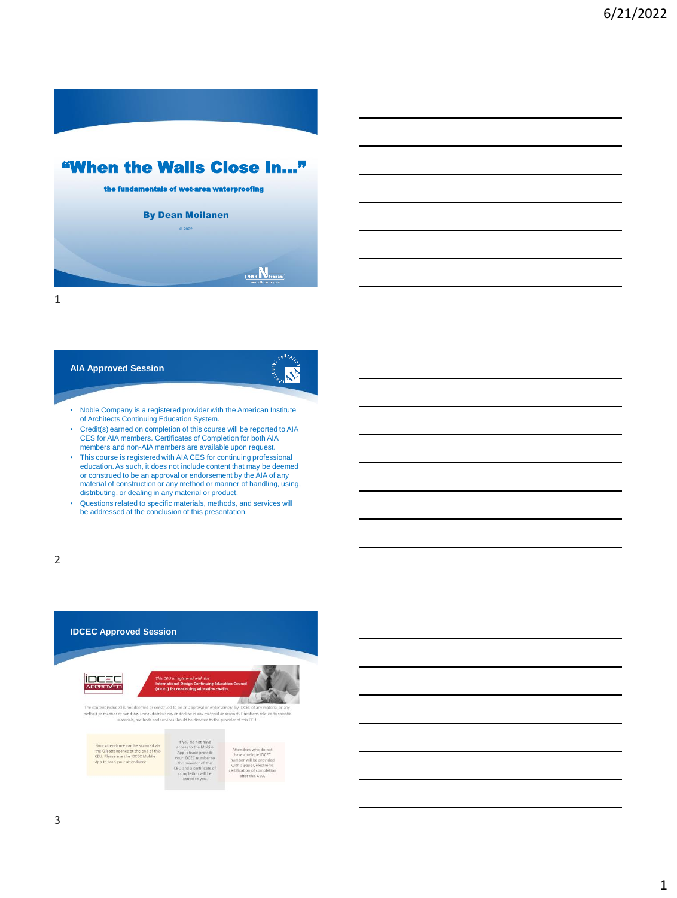# "When the Walls Close In..."

**the fundamentals of wet-area waterproofing**

**By Dean Moilanen**

© 2022

## AIA Approved Session

- Noble Company is a registered provider with the American Institute of Architects Continuing Education System.
- Credit(s) earned on completion of this course will be reported to AIA CES for AIA members. Certificates of Completion for both AIA members and non-AIA members are available upon request.
- This course is registered with AIA CES for continuing professional education. As such, it does not include content that may be deemed or construed to be an approval or endorsement by the AIA of any material of construction or any method or manner of handling, using, distributing, or dealing in any material or product.
- Questions related to specific materials, methods, and services will be addressed at the conclusion of this presentation.

## IDCEC Approved Session

IDCEC APPROVED

*This CEU is registered with the* **International Design Continuing Education Council (IDCEC) for continuing education credits.**

The content included is not deemed or construed to be an approval or endorsement by IDCEC of any material or any method or manner of handling, using, distributing, or dealing in any material or product. Questions related to specific materials, methods and services should be directed to the provider of this CEU.

Your attendance can be scanned via the QR attendance at the end of this CEU. Please use the IDCEC Mobile App to scan your attendance.

If you do not have access to the Mobile App, please provide your IDCEC number to the provider of this CEU and a certificate of completion will be issued to you.

Attendees who do not have a unique IDCEC number will be provided with a paper/electronic certification of completion after this CEU.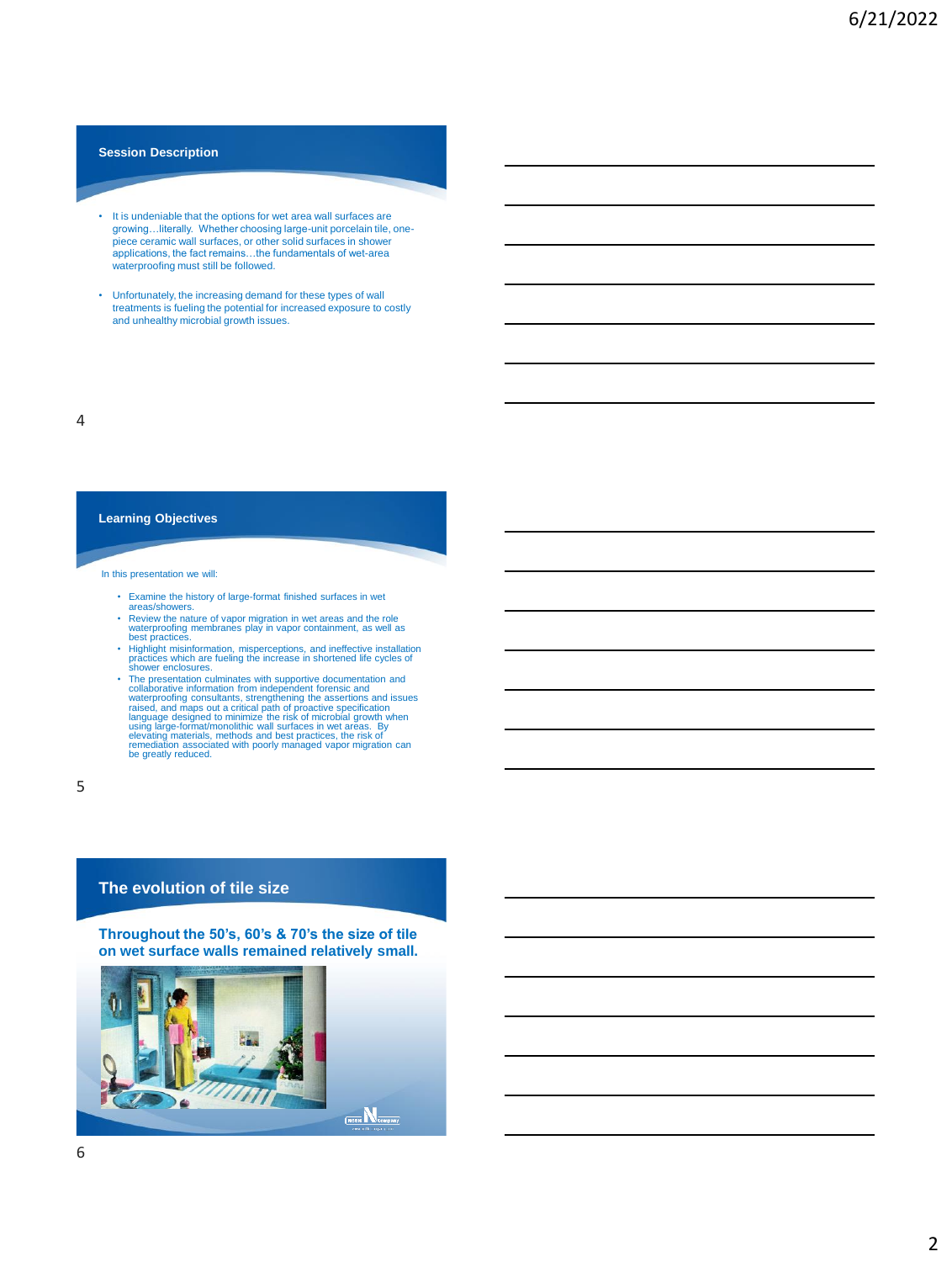## Session Description

- It is undeniable that the options for wet area wall surfaces are growing…literally. Whether choosing large-unit porcelain tile, one-piece ceramic wall surfaces, or other solid surfaces in shower applications, the fact remains…the fundamentals of wet-area waterproofing must still be followed.
- Unfortunately, the increasing demand for these types of wall treatments is fueling the potential for increased exposure to costly and unhealthy microbial growth issues.

## Learning Objectives

In this presentation we will:

- Examine the history of large-format finished surfaces in wet areas/showers.
- Review the nature of vapor migration in wet areas and the role waterproofing membranes play in vapor containment, as well as best practices.
- Highlight misinformation, misperceptions, and ineffective installation practices which are fueling the increase in shortened life cycles of shower enclosures.
- The presentation culminates with supportive documentation and collaborative information from independent forensic and waterproofing consultants, strengthening the assertions and issues raised, and maps out a critical path of proactive specification language designed to minimize the risk of microbial growth when using large-format/monolithic wall surfaces in wet areas. By elevating materials, methods and best practices, the risk of remediation associated with poorly managed vapor migration can be greatly reduced.

## The evolution of tile size

**Throughout the 50's, 60's & 70's the size of tile on wet surface walls remained relatively small.**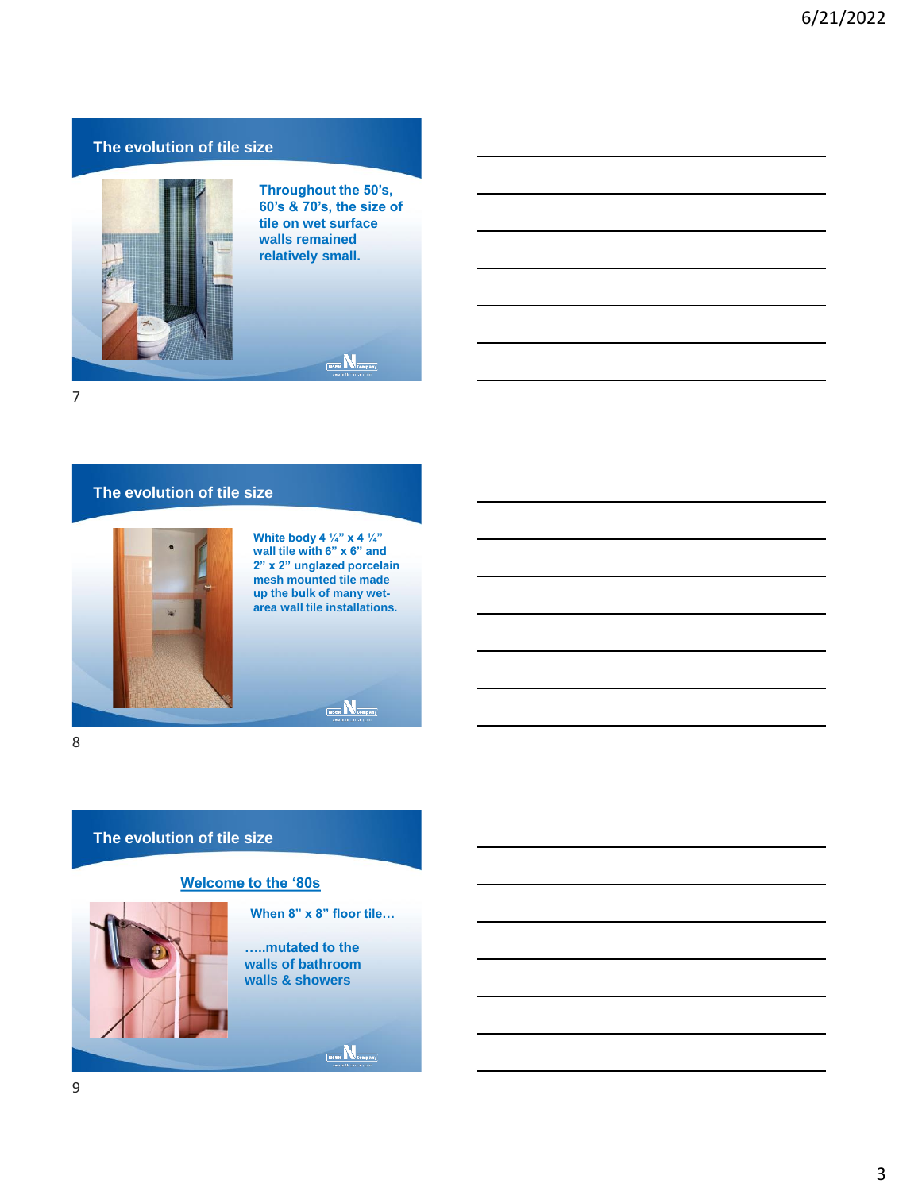## The evolution of tile size

Throughout the 50's, 60's & 70's, the size of tile on wet surface walls remained relatively small.

## The evolution of tile size

White body 4 ¼" x 4 ¼" wall tile with 6" x 6" and 2" x 2" unglazed porcelain mesh mounted tile made up the bulk of many wet-area wall tile installations.

## The evolution of tile size

Welcome to the '80s

When 8" x 8" floor tile…

…..mutated to the walls of bathroom walls & showers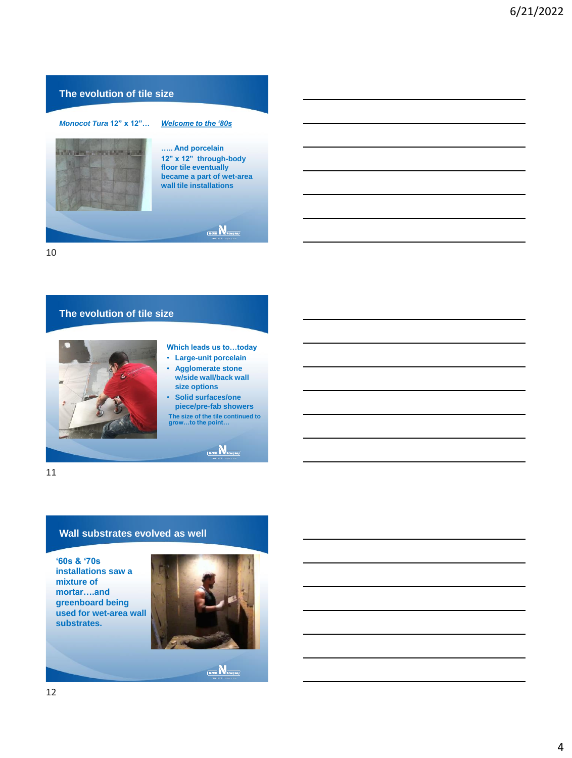## The evolution of tile size

*Monocot Tura* 12" x 12"… *Welcome to the '80s*

….. And porcelain 12" x 12" through-body floor tile eventually became a part of wet-area wall tile installations

## The evolution of tile size

Which leads us to…today

- Large-unit porcelain
- Agglomerate stone w/side wall/back wall size options
- Solid surfaces/one piece/pre-fab showers

The size of the tile continued to grow…to the point…

## Wall substrates evolved as well

'60s & '70s installations saw a mixture of mortar….and greenboard being used for wet-area wall substrates.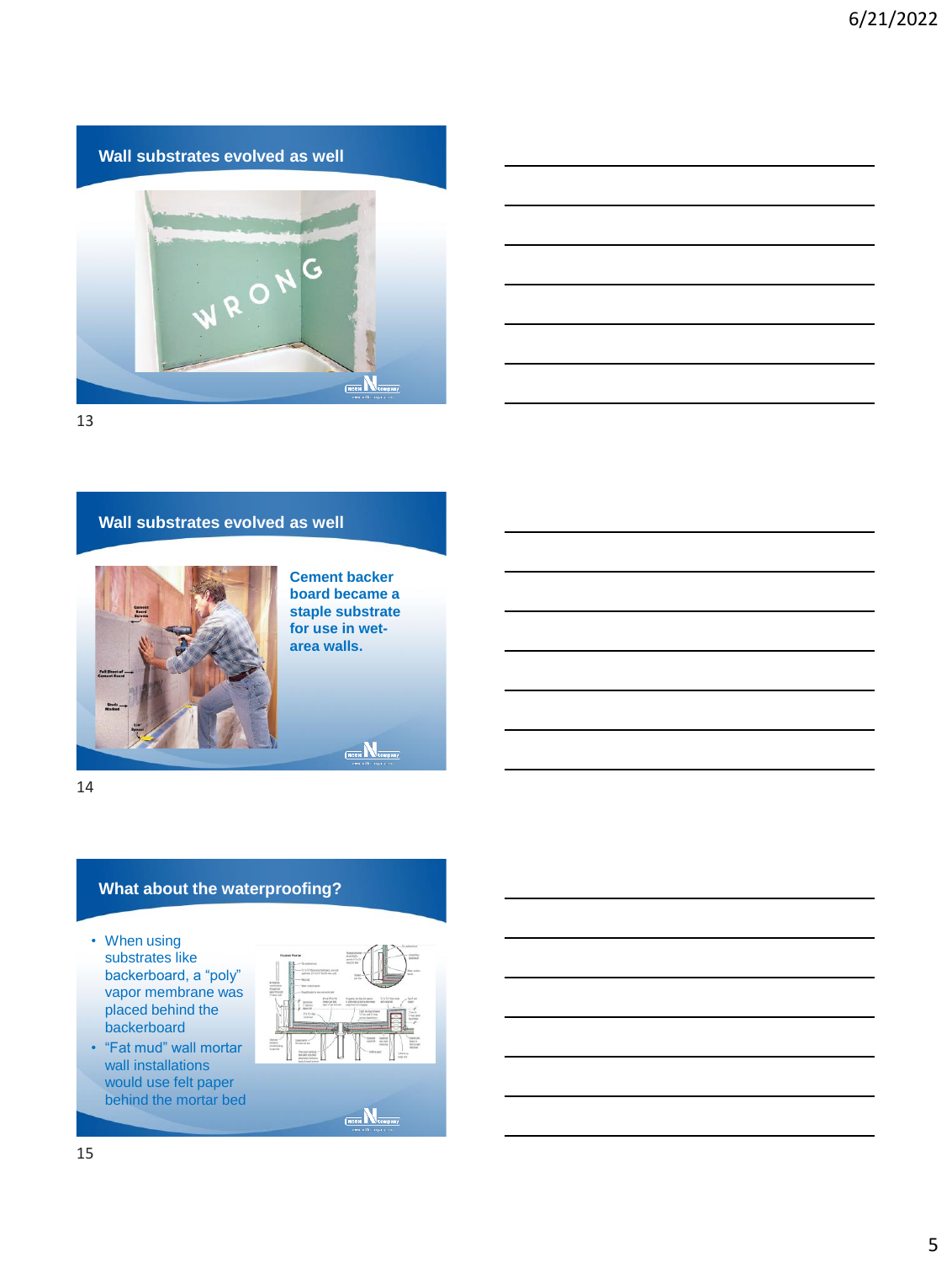## Wall substrates evolved as well

WRONG

## Wall substrates evolved as well

**Cement backer board became a staple substrate for use in wet-area walls.**

## What about the waterproofing?

- When using substrates like backerboard, a "poly" vapor membrane was placed behind the backerboard
- "Fat mud" wall mortar wall installations would use felt paper behind the mortar bed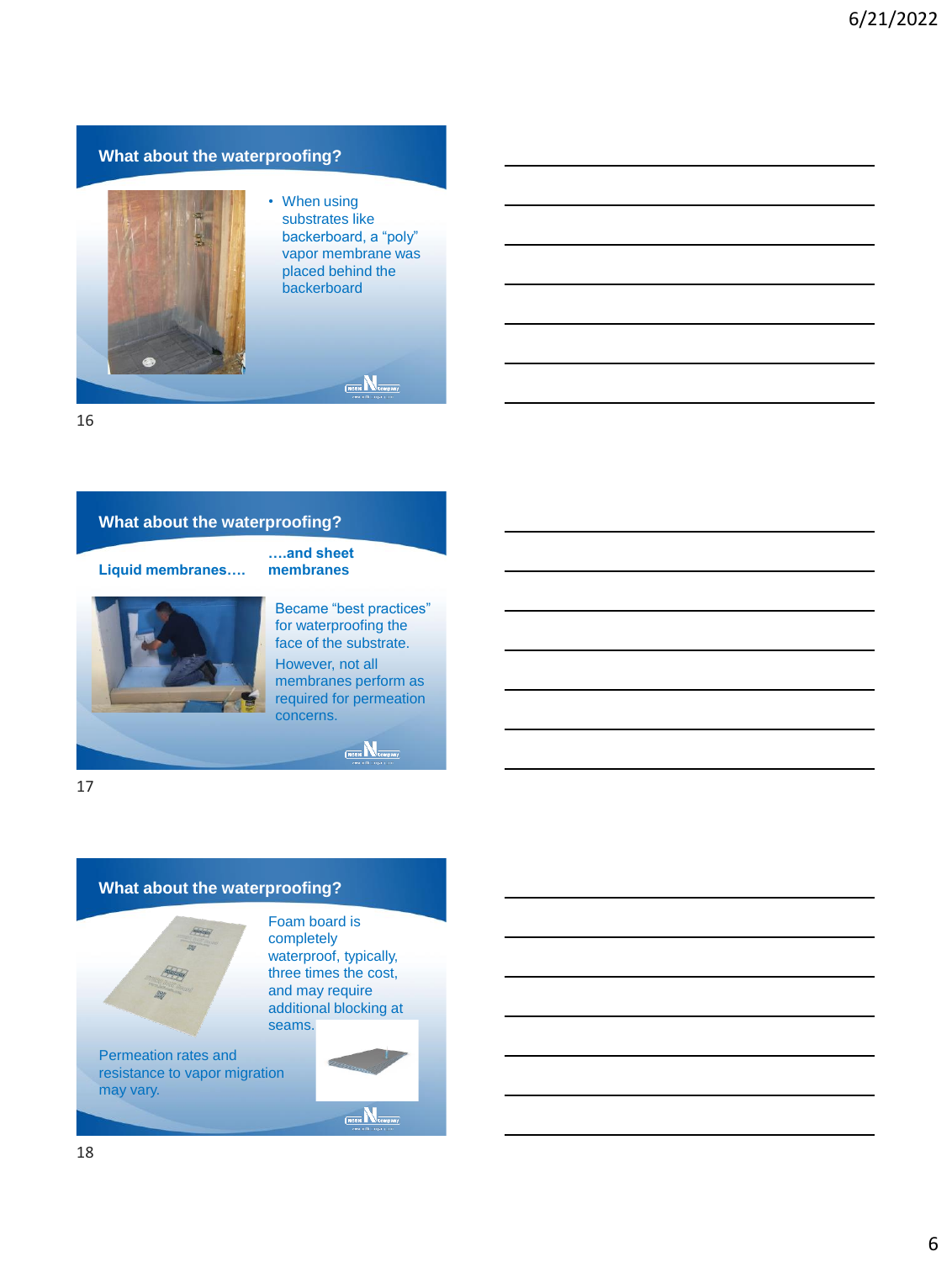## What about the waterproofing?

- When using substrates like backboard, a "poly" vapor membrane was placed behind the backerboard

## What about the waterproofing?

**Liquid membranes….**

**….and sheet membranes**

Became "best practices" for waterproofing the face of the substrate.

However, not all membranes perform as required for permeation concerns.

## What about the waterproofing?

Foam board is completely waterproof, typically, three times the cost, and may require additional blocking at seams.

Permeation rates and resistance to vapor migration may vary.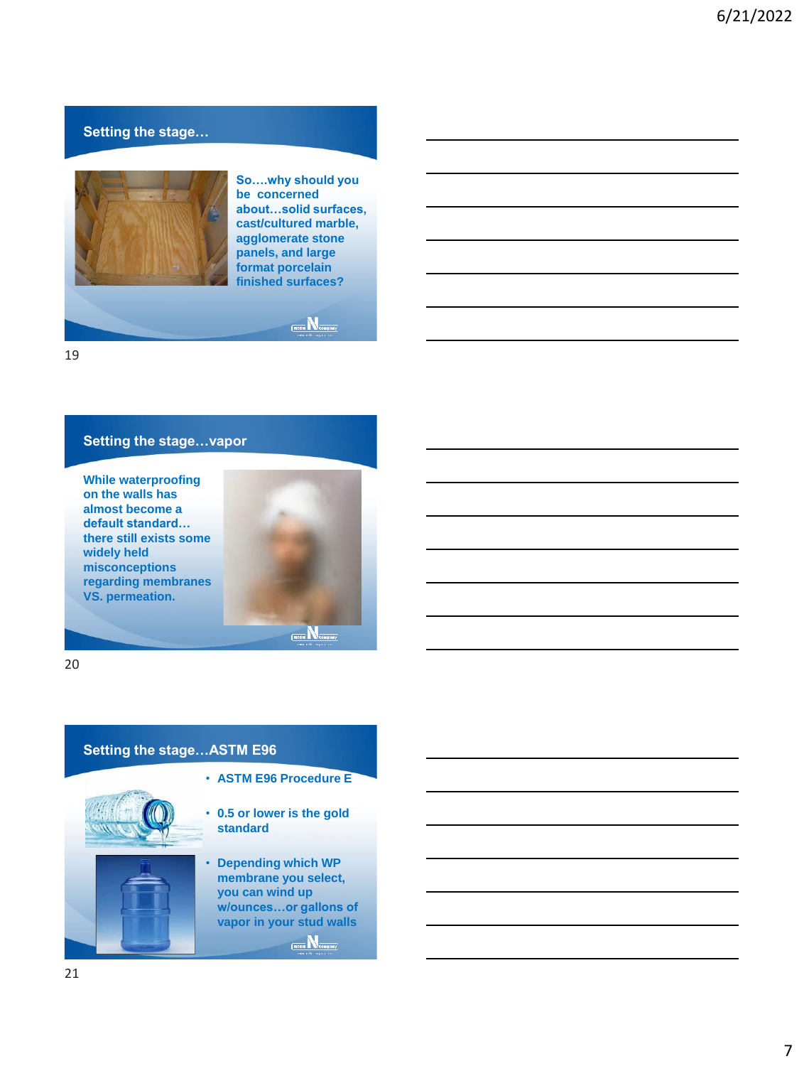## Setting the stage…

So….why should you be concerned about…solid surfaces, cast/cultured marble, agglomerate stone panels, and large format porcelain finished surfaces?

## Setting the stage…vapor

While waterproofing on the walls has almost become a default standard… there still exists some widely held misconceptions regarding membranes VS. permeation.

## Setting the stage…ASTM E96

- ASTM E96 Procedure E
- 0.5 or lower is the gold standard
- Depending which WP membrane you select, you can wind up w/ounces…or gallons of vapor in your stud walls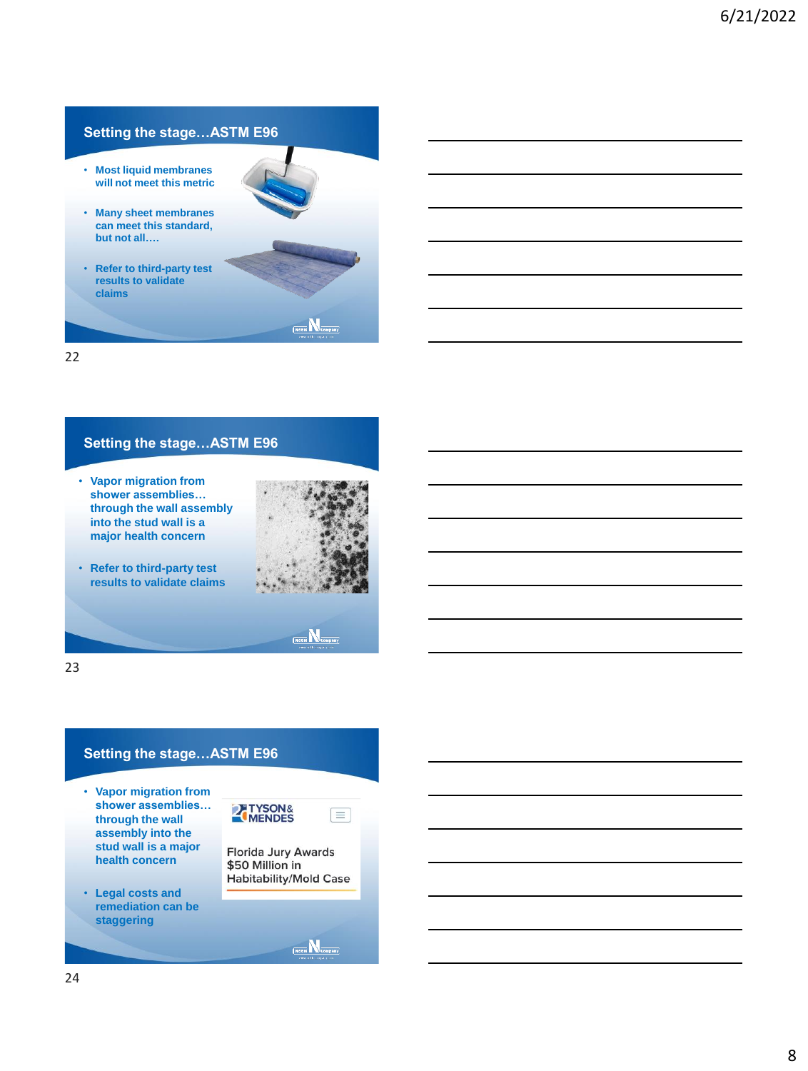## Setting the stage…ASTM E96

- Most liquid membranes will not meet this metric
- Many sheet membranes can meet this standard, but not all….
- Refer to third-party test results to validate claims

## Setting the stage…ASTM E96

- Vapor migration from shower assemblies… through the wall assembly into the stud wall is a major health concern
- Refer to third-party test results to validate claims

## Setting the stage…ASTM E96

- Vapor migration from shower assemblies… through the wall assembly into the stud wall is a major health concern
- Legal costs and remediation can be staggering

TYSON & MENDES

Florida Jury Awards $50 Million in Habitability/Mold Case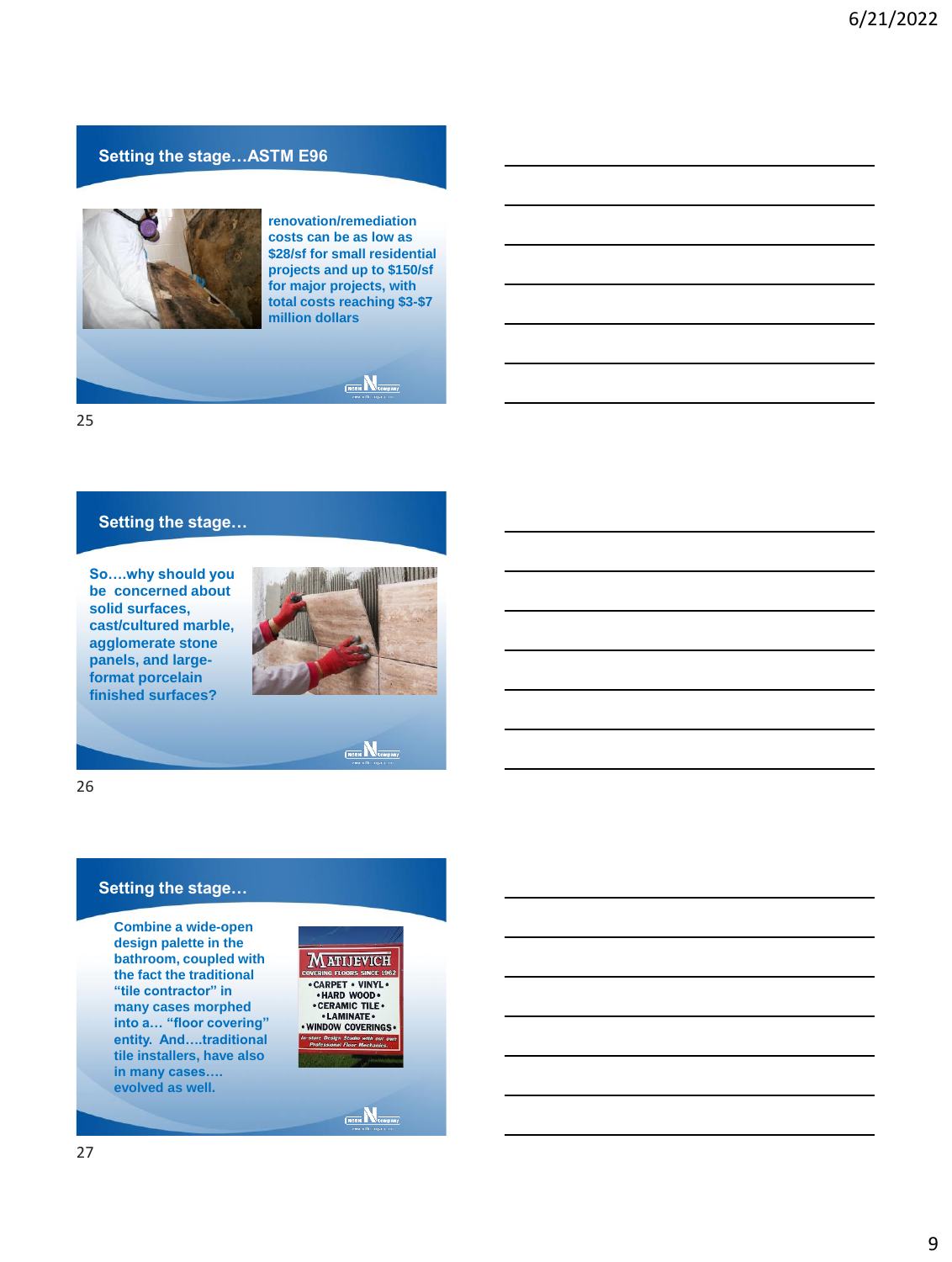## Setting the stage…ASTM E96

renovation/remediation costs can be as low as $28/sf for small residential projects and up to $150/sf for major projects, with total costs reaching $3-$7 million dollars

## Setting the stage…

So….why should you be concerned about solid surfaces, cast/cultured marble, agglomerate stone panels, and large-format porcelain finished surfaces?

## Setting the stage…

Combine a wide-open design palette in the bathroom, coupled with the fact the traditional "tile contractor" in many cases morphed into a… "floor covering" entity. And….traditional tile installers, have also in many cases…. evolved as well.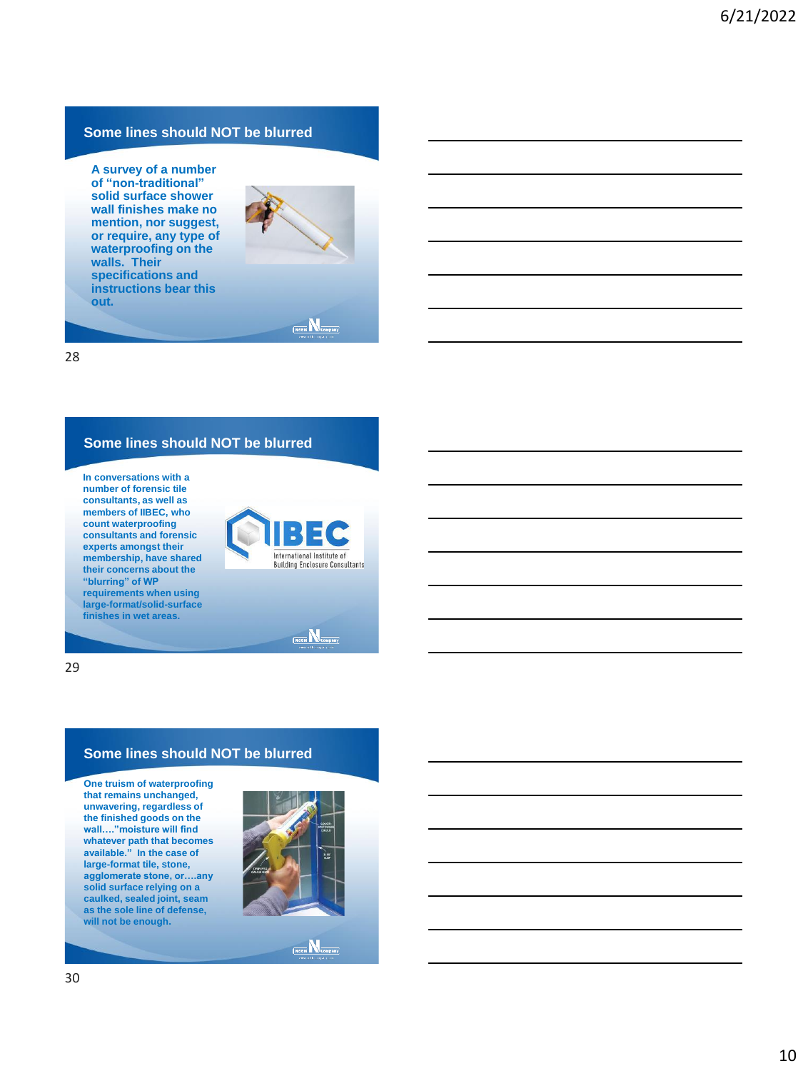## Some lines should NOT be blurred

A survey of a number of "non-traditional" solid surface shower wall finishes make no mention, nor suggest, or require, any type of waterproofing on the walls. Their specifications and instructions bear this out.

## Some lines should NOT be blurred

In conversations with a number of forensic tile consultants, as well as members of IIBEC, who count waterproofing consultants and forensic experts amongst their membership, have shared their concerns about the "blurring" of WP requirements when using large-format/solid-surface finishes in wet areas.

## Some lines should NOT be blurred

One truism of waterproofing that remains unchanged, unwavering, regardless of the finished goods on the wall…."moisture will find whatever path that becomes available." In the case of large-format tile, stone, agglomerate stone, or….any solid surface relying on a caulked, sealed joint, seam as the sole line of defense, will not be enough.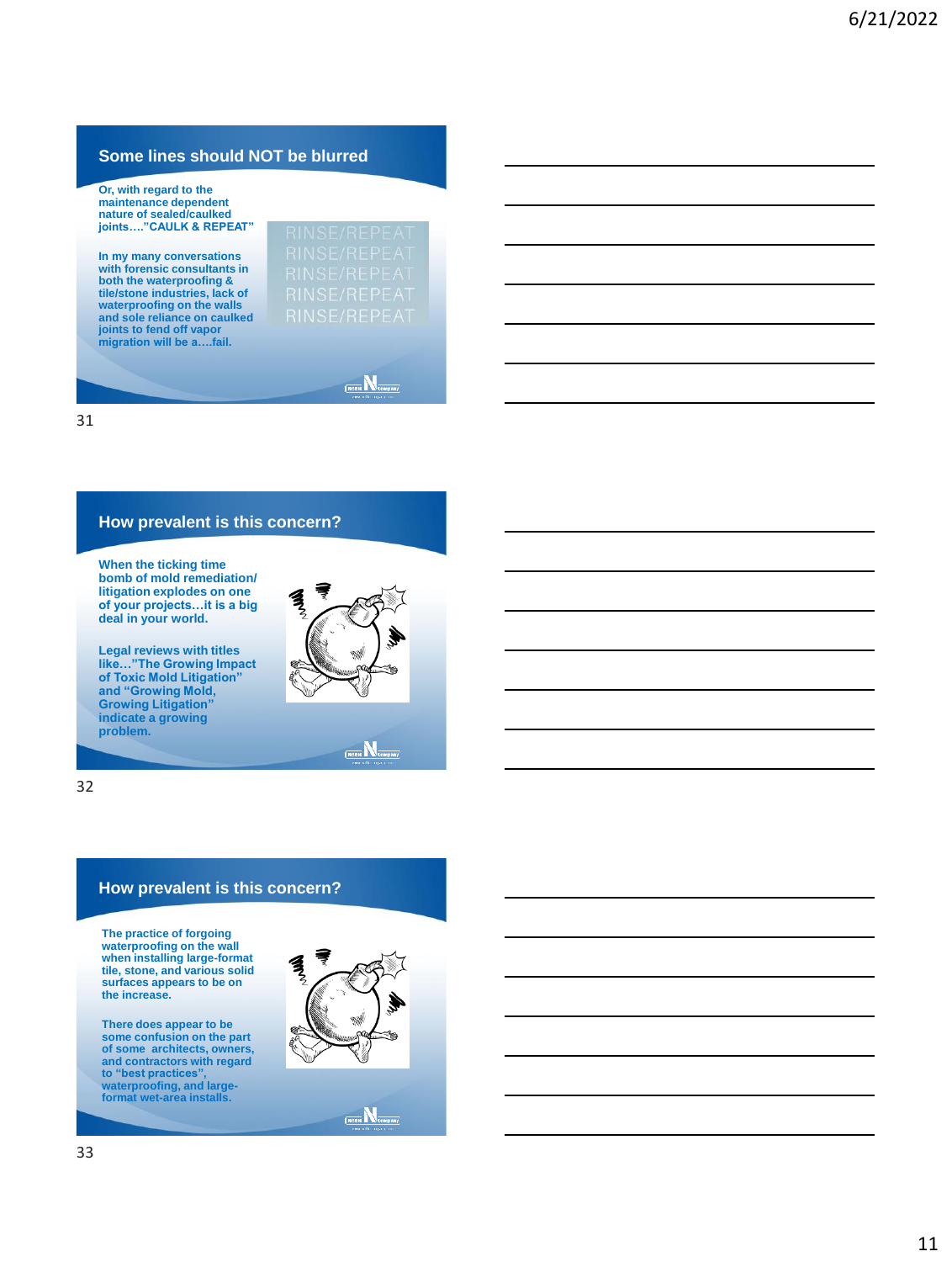## Some lines should NOT be blurred

Or, with regard to the maintenance dependent nature of sealed/caulked joints…."CAULK & REPEAT"

In my many conversations with forensic consultants in both the waterproofing & tile/stone industries, lack of waterproofing on the walls and sole reliance on caulked joints to fend off vapor migration will be a….fail.

RINSE/REPEAT
RINSE/REPEAT
RINSE/REPEAT
RINSE/REPEAT
RINSE/REPEAT

## How prevalent is this concern?

When the ticking time bomb of mold remediation/ litigation explodes on one of your projects…it is a big deal in your world.

Legal reviews with titles like…"The Growing Impact of Toxic Mold Litigation" and "Growing Mold, Growing Litigation" indicate a growing problem.

## How prevalent is this concern?

The practice of forgoing waterproofing on the wall when installing large-format tile, stone, and various solid surfaces appears to be on the increase.

There does appear to be some confusion on the part of some architects, owners, and contractors with regard to "best practices", waterproofing, and large-format wet-area installs.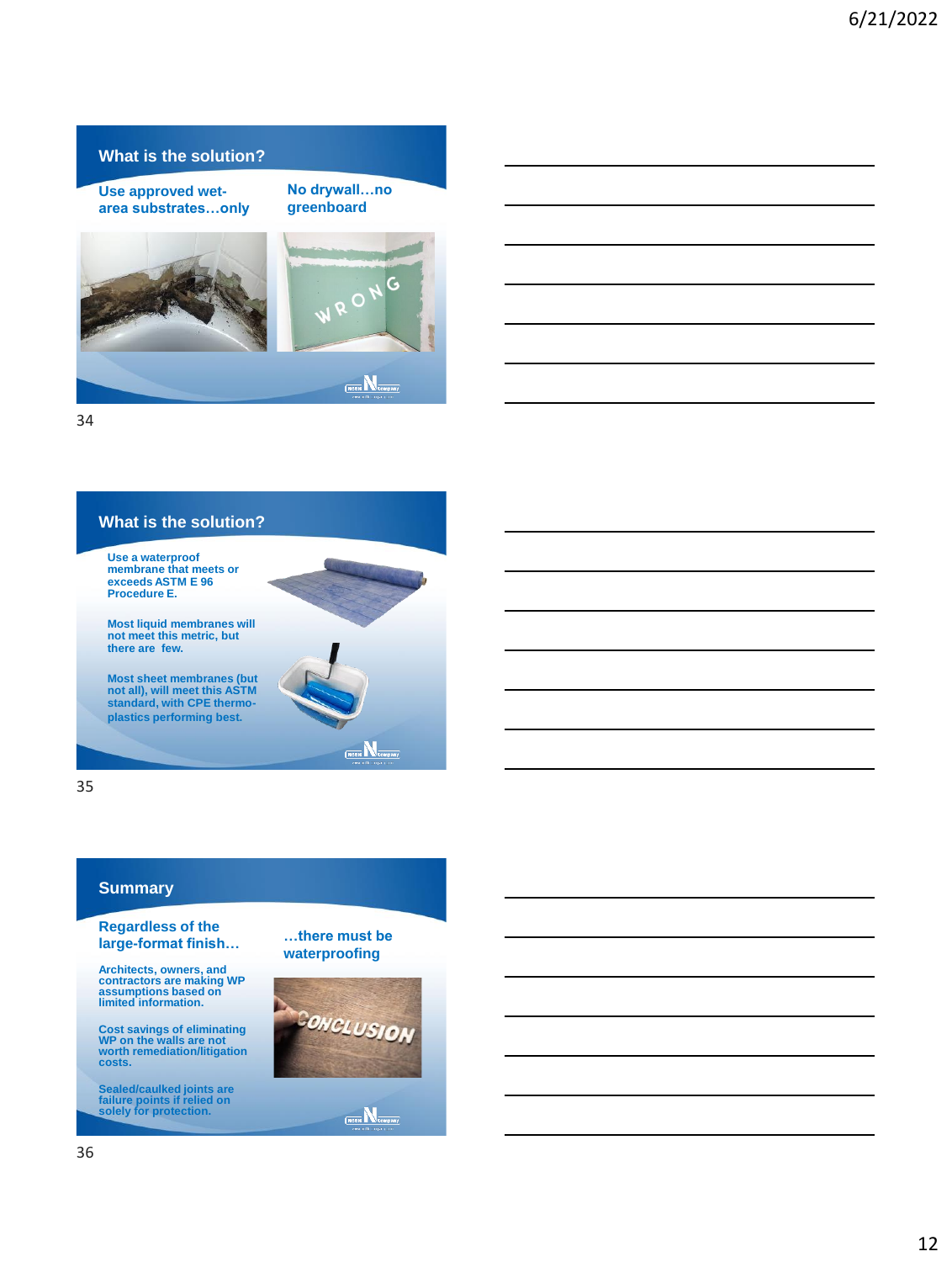## What is the solution?

**Use approved wet-area substrates…only**

**No drywall…no greenboard**

WRONG

## What is the solution?

**Use a waterproof membrane that meets or exceeds ASTM E 96 Procedure E.**

**Most liquid membranes will not meet this metric, but there are few.**

**Most sheet membranes (but not all), will meet this ASTM standard, with CPE thermo-plastics performing best.**

## Summary

**Regardless of the large-format finish…**

**…there must be waterproofing**

**Architects, owners, and contractors are making WP assumptions based on limited information.**

**Cost savings of eliminating WP on the walls are not worth remediation/litigation costs.**

**Sealed/caulked joints are failure points if relied on solely for protection.**

CONCLUSION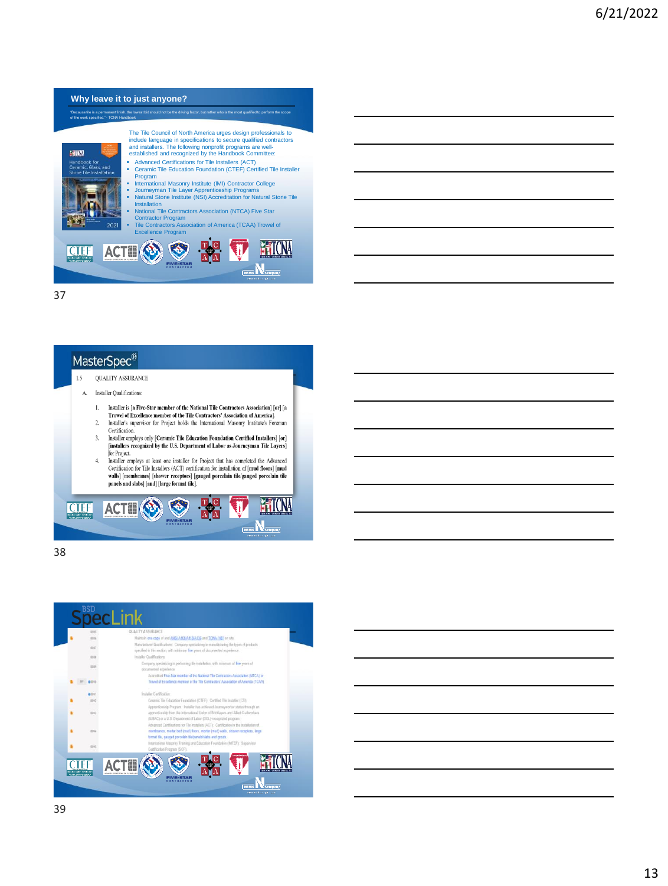## Why leave it to just anyone?

"Because tile is a permanent finish, the lowest bid should not be the driving factor, but rather who is the most qualified to perform the scope of the work specified." - TCNA Handbook

The Tile Council of North America urges design professionals to include language in specifications to secure qualified contractors and installers. The following nonprofit programs are well-established and recognized by the Handbook Committee:

- Advanced Certifications for Tile Installers (ACT)
- Ceramic Tile Education Foundation (CTEF) Certified Tile Installer Program
- International Masonry Institute (IMI) Contractor College
- Journeyman Tile Layer Apprenticeship Programs
- Natural Stone Institute (NSI) Accreditation for Natural Stone Tile Installation
- National Tile Contractors Association (NTCA) Five Star Contractor Program
- Tile Contractors Association of America (TCAA) Trowel of Excellence Program

## MasterSpec®

1.5 QUALITY ASSURANCE

A. Installer Qualifications:

1. Installer is [a Five-Star member of the National Tile Contractors Association] [or] [a Trowel of Excellence member of the Tile Contractors' Association of America].
2. Installer's supervisor for Project holds the International Masonry Institute's Foreman Certification.
3. Installer employs only [Ceramic Tile Education Foundation Certified Installers] [or] [installers recognized by the U.S. Department of Labor as Journeyman Tile Layers] for Project.
4. Installer employs at least one installer for Project that has completed the Advanced Certification for Tile Installers (ACT) certification for installation of [mud floors] [mud walls] [membranes] [shower receptors] [gauged porcelain tile/gauged porcelain tile panels and slabs] [and] [large format tile].

## BSD SpecLink

QUALITY ASSURANCE

Maintain one copy of and ANSI A108/A118/A136 and TCNA (HB) on site.

Manufacturer Qualifications: Company specializing in manufacturing the types of products specified in this section, with minimum five years of documented experience.

Installer Qualifications:

Company specializing in performing tile installation, with minimum of five years of documented experience.

Accredited Five-Star member of the National Tile Contractors Association (NTCA) or Trowel of Excellence member of the Tile Contractors' Association of America (TCAA).

Installer Certification:

Ceramic Tile Education Foundation (CTEF): Certified Tile Installer (CTI).

Apprenticeship Program: Installer has achieved Journeyworker status through an apprenticeship from the International Union of Bricklayers and Allied Craftworkers (IUBAC) or a U.S. Department of Labor (DOL) recognized program.

Advanced Certifications for Tile Installers (ACT): Certification in the installation of membranes, mortar bed (mud) floors, mortar (mud) walls, shower receptors, large format tile, gauged porcelain tile/panels/slabs and grouts.

International Masonry Training and Education Foundation (IMTEF): Supervisor Certification Program (SCP).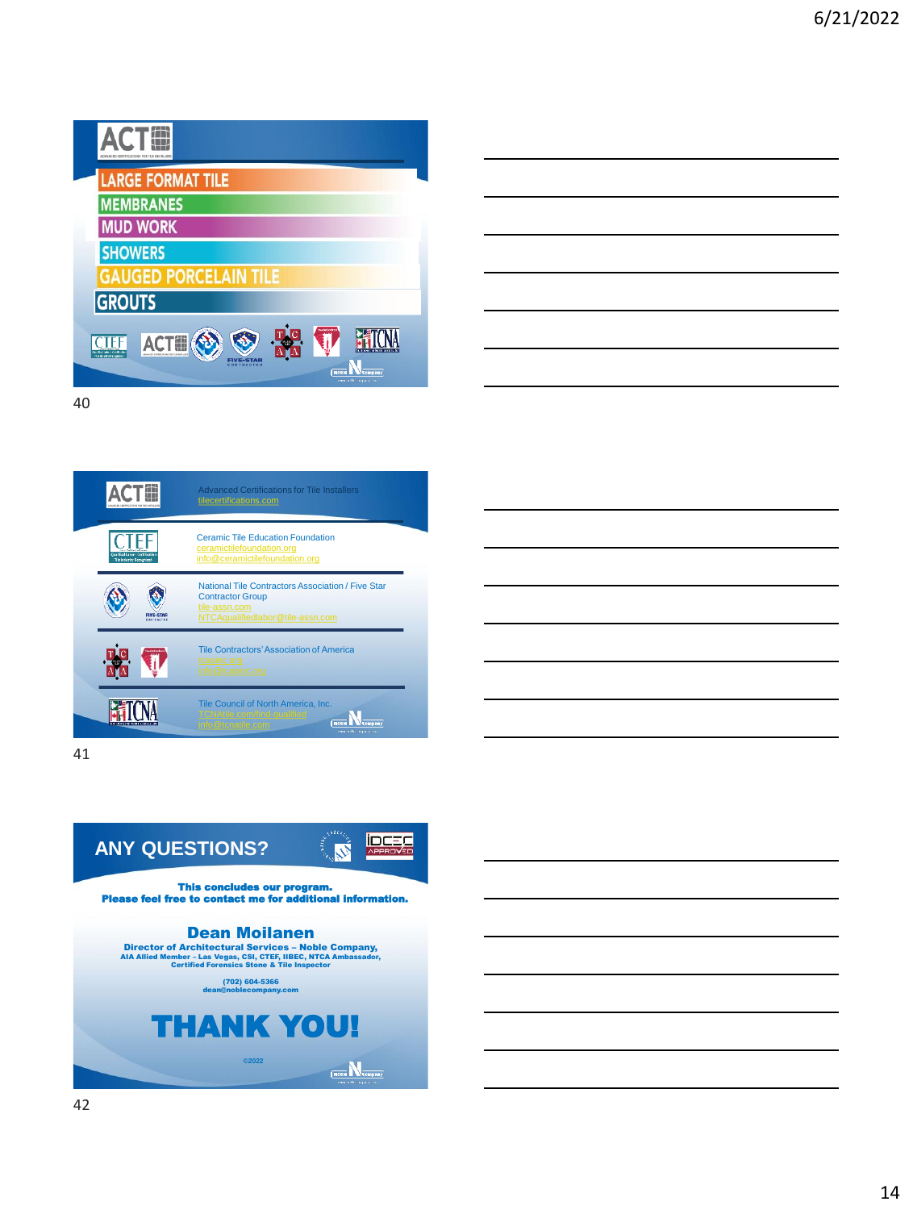## ACT

ADVANCED CERTIFICATIONS FOR TILE INSTALLERS

- LARGE FORMAT TILE
- MEMBRANES
- MUD WORK
- SHOWERS
- GAUGED PORCELAIN TILE
- GROUTS

CTEF ACT FIVE-STAR CONTRACTOR TCAA TCNA

NOBLE COMPANY

---

ACT — Advanced Certifications for Tile Installers
tilecertifications.com

CTEF — Ceramic Tile Education Foundation
ceramictilefoundation.org
info@ceramictilefoundation.org

National Tile Contractors Association / Five Star Contractor Group
tile-assn.com
NTCAqualifiedlabor@tile-assn.com

Tile Contractors' Association of America
tcaainc.org
info@tcaainc.org

Tile Council of North America, Inc.
TCNAtile.com/find-qualified
info@tcnatile.com

---

## ANY QUESTIONS?

IDCEC APPROVED

**This concludes our program.**
**Please feel free to contact me for additional information.**

**Dean Moilanen**

**Director of Architectural Services – Noble Company,**
**AIA Allied Member – Las Vegas, CSI, CTEF, IIBEC, NTCA Ambassador,**
**Certified Forensics Stone & Tile Inspector**

**(702) 604-5366**
**dean@noblecompany.com**

# THANK YOU!

©2022